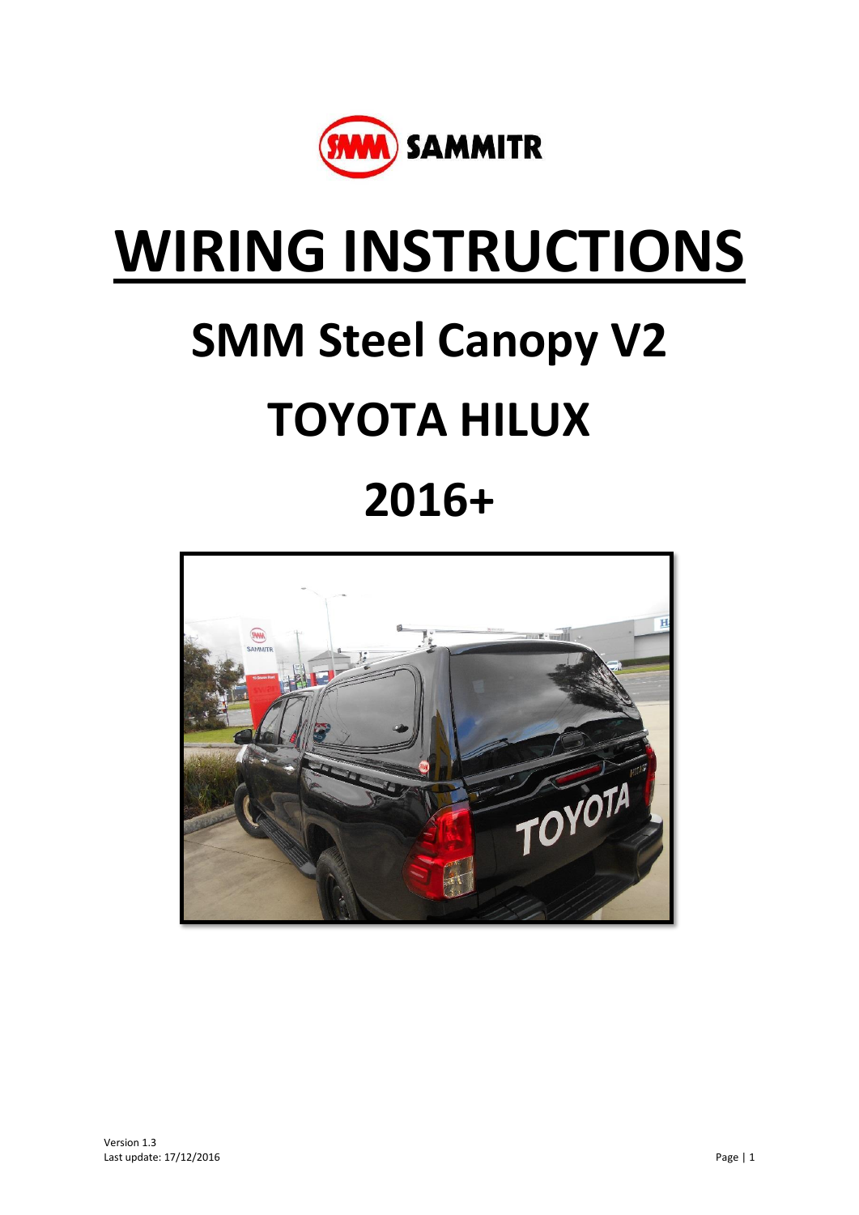# WIRING INSTRUCTIONS

## SMM Steel Canopy V2

## TOYOTA HILUX

## 2016+

Version 1.3
Last update: 17/12/2016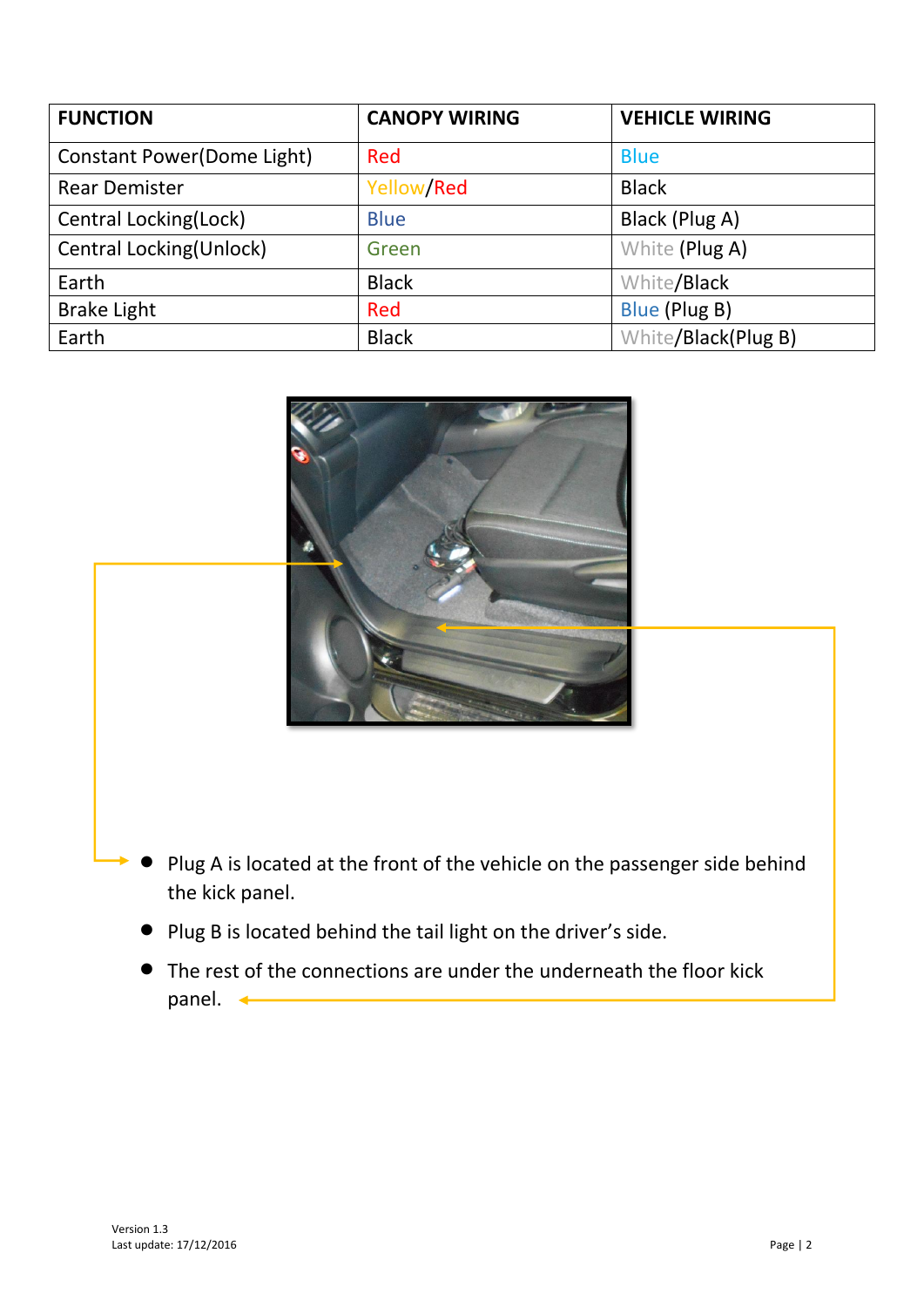| FUNCTION | CANOPY WIRING | VEHICLE WIRING |
| --- | --- | --- |
| Constant Power(Dome Light) | Red | Blue |
| Rear Demister | Yellow/Red | Black |
| Central Locking(Lock) | Blue | Black (Plug A) |
| Central Locking(Unlock) | Green | White (Plug A) |
| Earth | Black | White/Black |
| Brake Light | Red | Blue (Plug B) |
| Earth | Black | White/Black(Plug B) |

- Plug A is located at the front of the vehicle on the passenger side behind the kick panel.
- Plug B is located behind the tail light on the driver's side.
- The rest of the connections are under the underneath the floor kick panel.

Version 1.3
Last update: 17/12/2016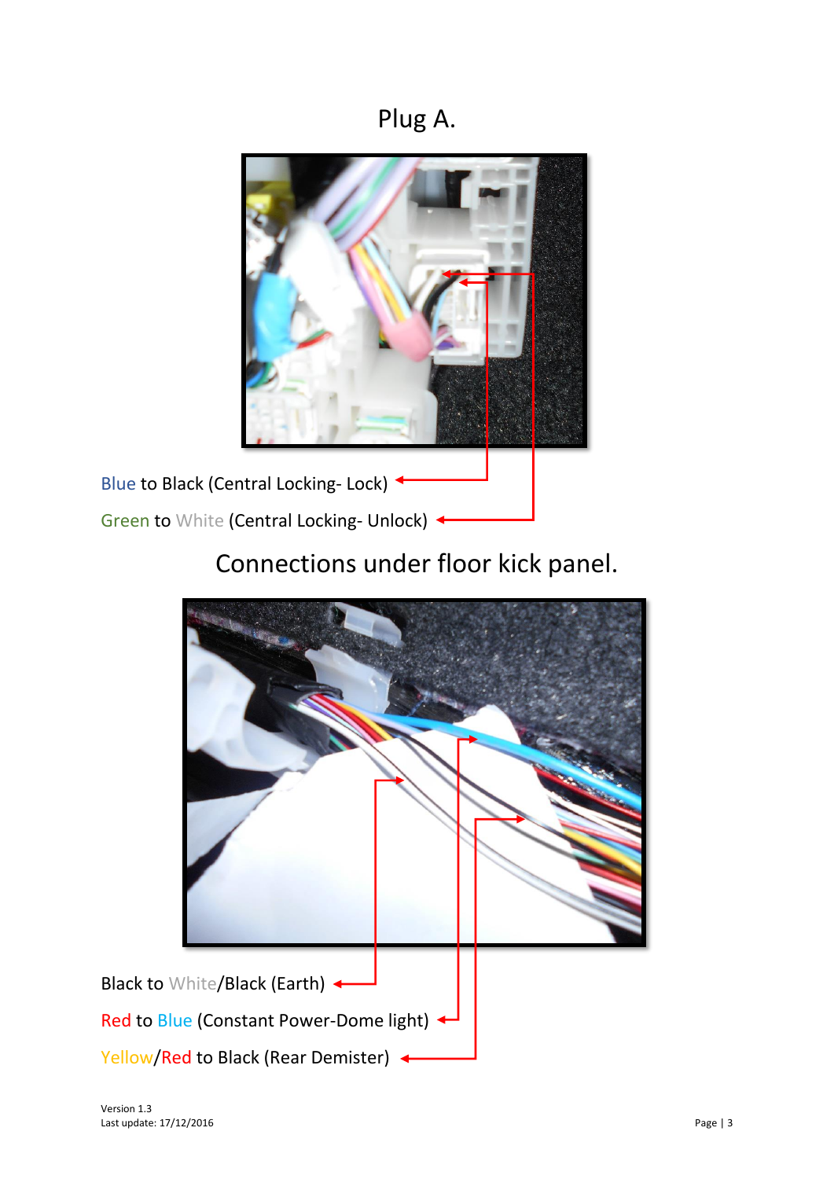# Plug A.

Blue to Black (Central Locking- Lock)

Green to White (Central Locking- Unlock)

# Connections under floor kick panel.

Black to White/Black (Earth)

Red to Blue (Constant Power-Dome light)

Yellow/Red to Black (Rear Demister)

Version 1.3
Last update: 17/12/2016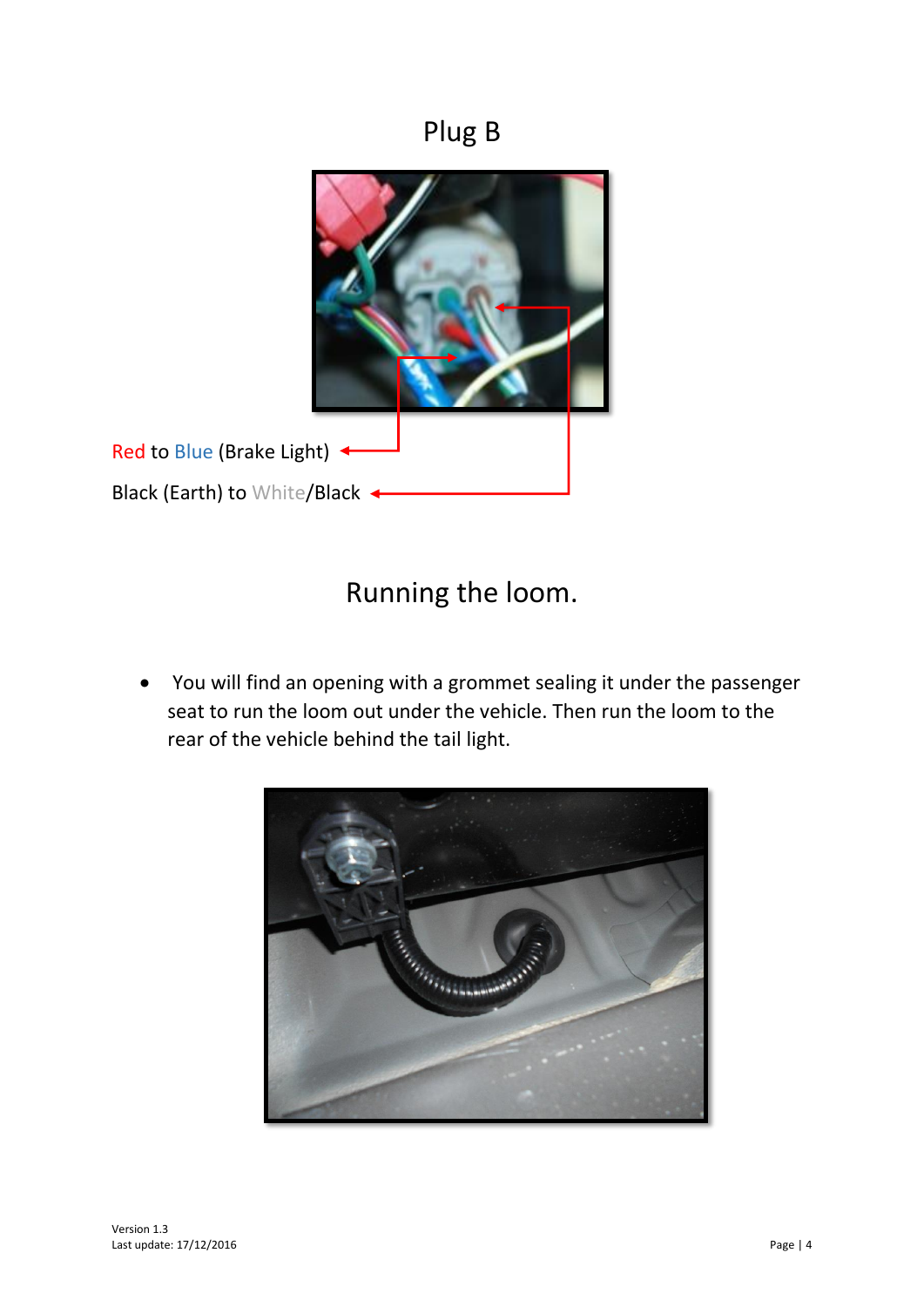## Plug B

Red to Blue (Brake Light)

Black (Earth) to White/Black

## Running the loom.

- You will find an opening with a grommet sealing it under the passenger seat to run the loom out under the vehicle. Then run the loom to the rear of the vehicle behind the tail light.

Version 1.3
Last update: 17/12/2016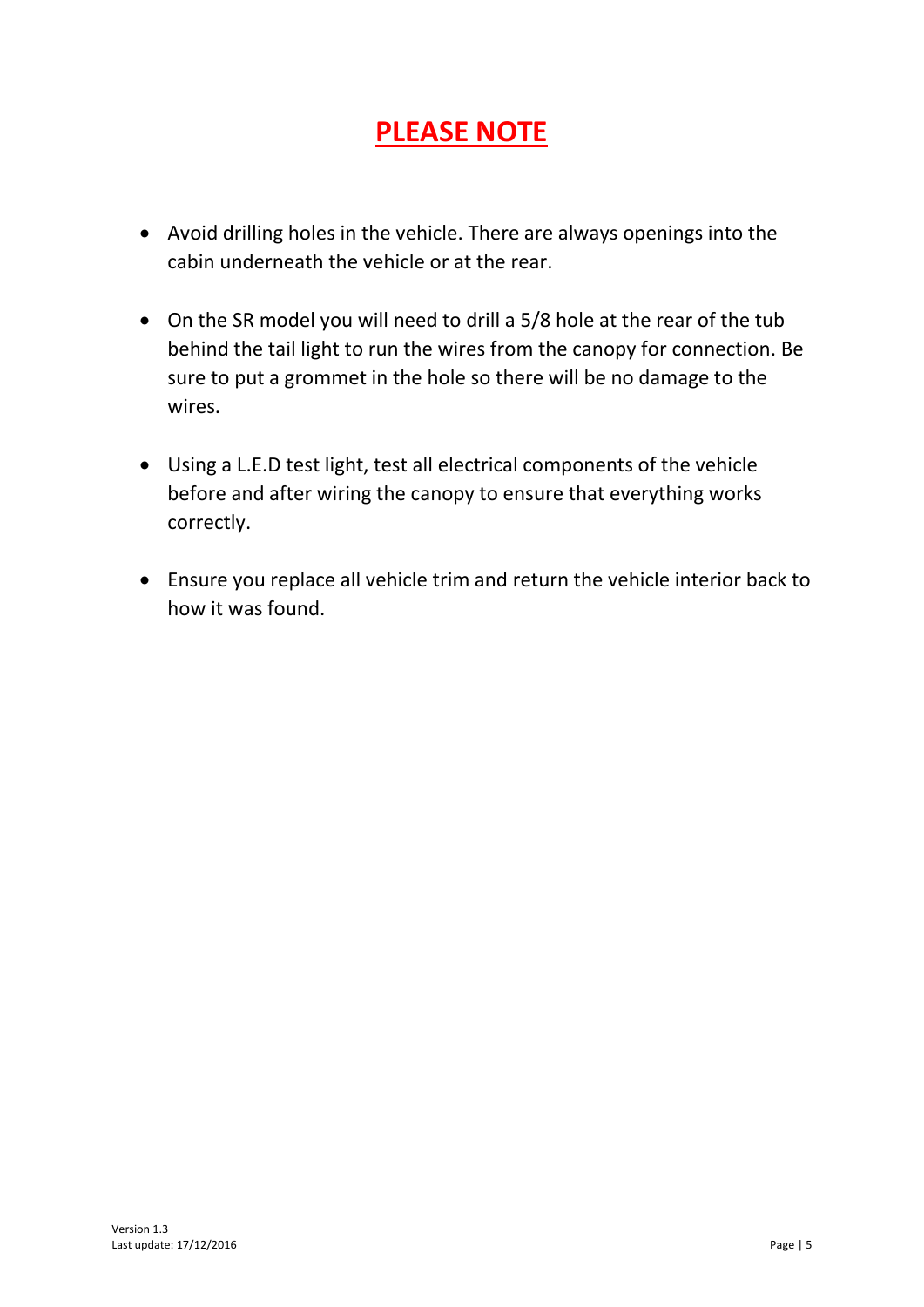# PLEASE NOTE

- Avoid drilling holes in the vehicle. There are always openings into the cabin underneath the vehicle or at the rear.

- On the SR model you will need to drill a 5/8 hole at the rear of the tub behind the tail light to run the wires from the canopy for connection. Be sure to put a grommet in the hole so there will be no damage to the wires.

- Using a L.E.D test light, test all electrical components of the vehicle before and after wiring the canopy to ensure that everything works correctly.

- Ensure you replace all vehicle trim and return the vehicle interior back to how it was found.

Version 1.3
Last update: 17/12/2016